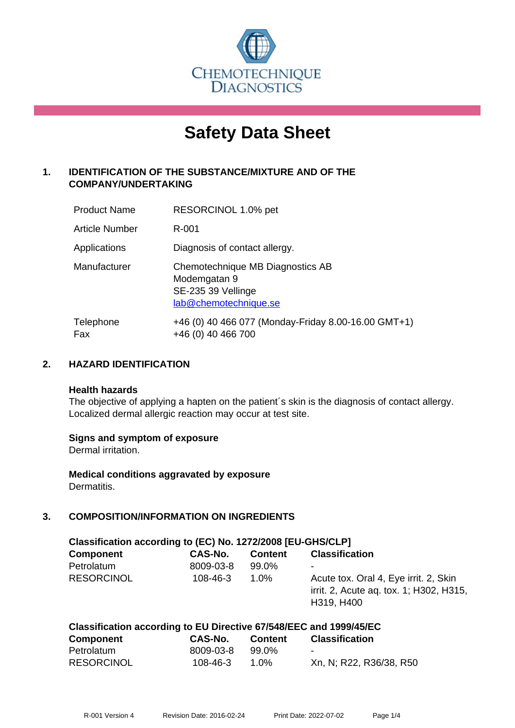CHEMOTECHNIQUE DIAGNOSTICS

# Safety Data Sheet

## 1. IDENTIFICATION OF THE SUBSTANCE/MIXTURE AND OF THE COMPANY/UNDERTAKING

| | |
|---|---|
| Product Name | RESORCINOL 1.0% pet |
| Article Number | R-001 |
| Applications | Diagnosis of contact allergy. |
| Manufacturer | Chemotechnique MB Diagnostics AB<br>Modemgatan 9<br>SE-235 39 Vellinge<br>lab@chemotechnique.se |
| Telephone<br>Fax | +46 (0) 40 466 077 (Monday-Friday 8.00-16.00 GMT+1)<br>+46 (0) 40 466 700 |

## 2. HAZARD IDENTIFICATION

**Health hazards**
The objective of applying a hapten on the patient´s skin is the diagnosis of contact allergy. Localized dermal allergic reaction may occur at test site.

**Signs and symptom of exposure**
Dermal irritation.

**Medical conditions aggravated by exposure**
Dermatitis.

## 3. COMPOSITION/INFORMATION ON INGREDIENTS

**Classification according to (EC) No. 1272/2008 [EU-GHS/CLP]**

| Component | CAS-No. | Content | Classification |
|---|---|---|---|
| Petrolatum | 8009-03-8 | 99.0% | - |
| RESORCINOL | 108-46-3 | 1.0% | Acute tox. Oral 4, Eye irrit. 2, Skin irrit. 2, Acute aq. tox. 1; H302, H315, H319, H400 |

**Classification according to EU Directive 67/548/EEC and 1999/45/EC**

| Component | CAS-No. | Content | Classification |
|---|---|---|---|
| Petrolatum | 8009-03-8 | 99.0% | - |
| RESORCINOL | 108-46-3 | 1.0% | Xn, N; R22, R36/38, R50 |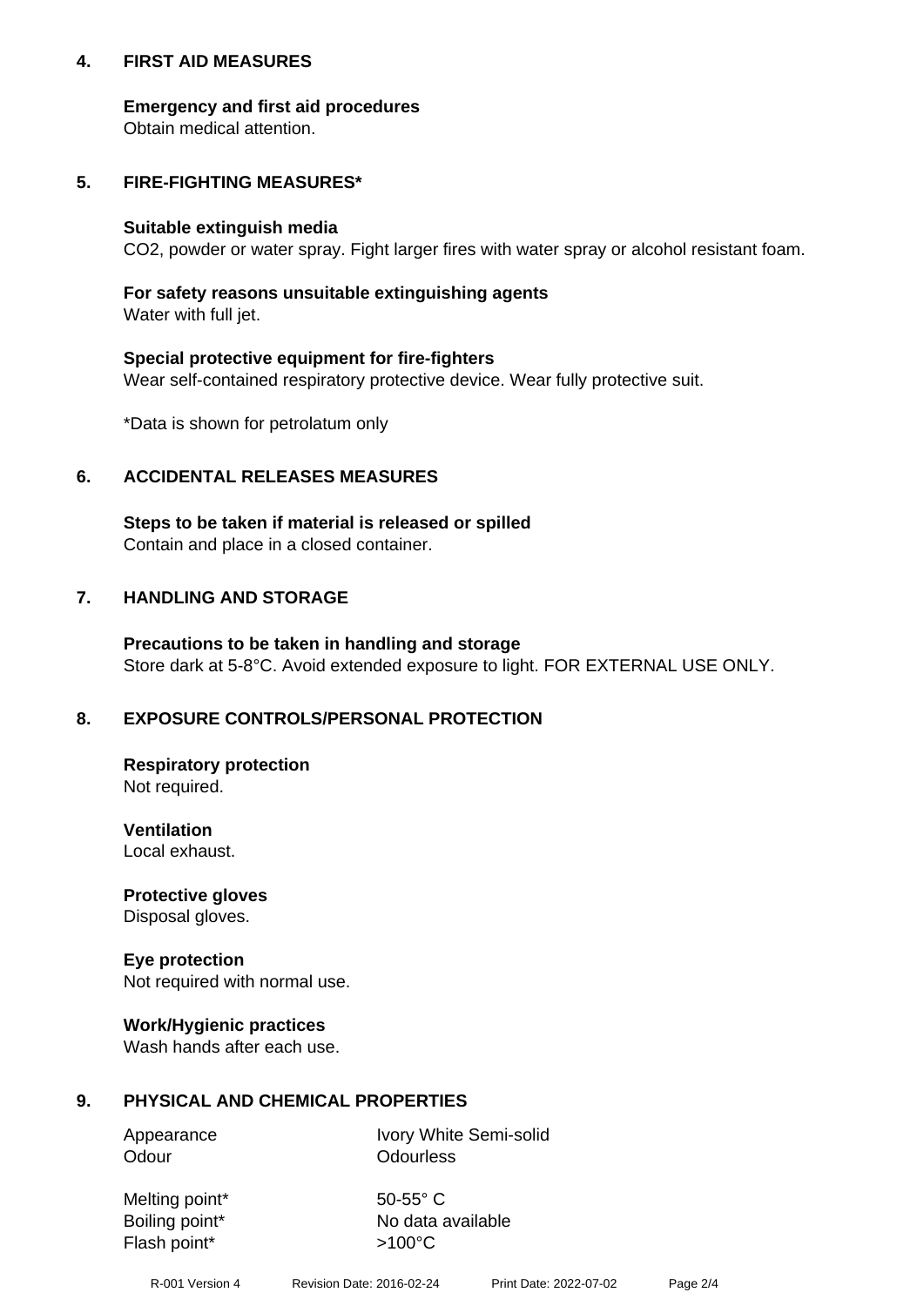## 4. FIRST AID MEASURES

**Emergency and first aid procedures**
Obtain medical attention.

## 5. FIRE-FIGHTING MEASURES*

**Suitable extinguish media**
$CO_2$, powder or water spray. Fight larger fires with water spray or alcohol resistant foam.

**For safety reasons unsuitable extinguishing agents**
Water with full jet.

**Special protective equipment for fire-fighters**
Wear self-contained respiratory protective device. Wear fully protective suit.

*Data is shown for petrolatum only

## 6. ACCIDENTAL RELEASES MEASURES

**Steps to be taken if material is released or spilled**
Contain and place in a closed container.

## 7. HANDLING AND STORAGE

**Precautions to be taken in handling and storage**
Store dark at 5-8°C. Avoid extended exposure to light. FOR EXTERNAL USE ONLY.

## 8. EXPOSURE CONTROLS/PERSONAL PROTECTION

**Respiratory protection**
Not required.

**Ventilation**
Local exhaust.

**Protective gloves**
Disposal gloves.

**Eye protection**
Not required with normal use.

**Work/Hygienic practices**
Wash hands after each use.

## 9. PHYSICAL AND CHEMICAL PROPERTIES

| | |
|---|---|
| Appearance | Ivory White Semi-solid |
| Odour | Odourless |
| Melting point* | 50-55° C |
| Boiling point* | No data available |
| Flash point* | >100°C |

R-001 Version 4 Revision Date: 2016-02-24 Print Date: 2022-07-02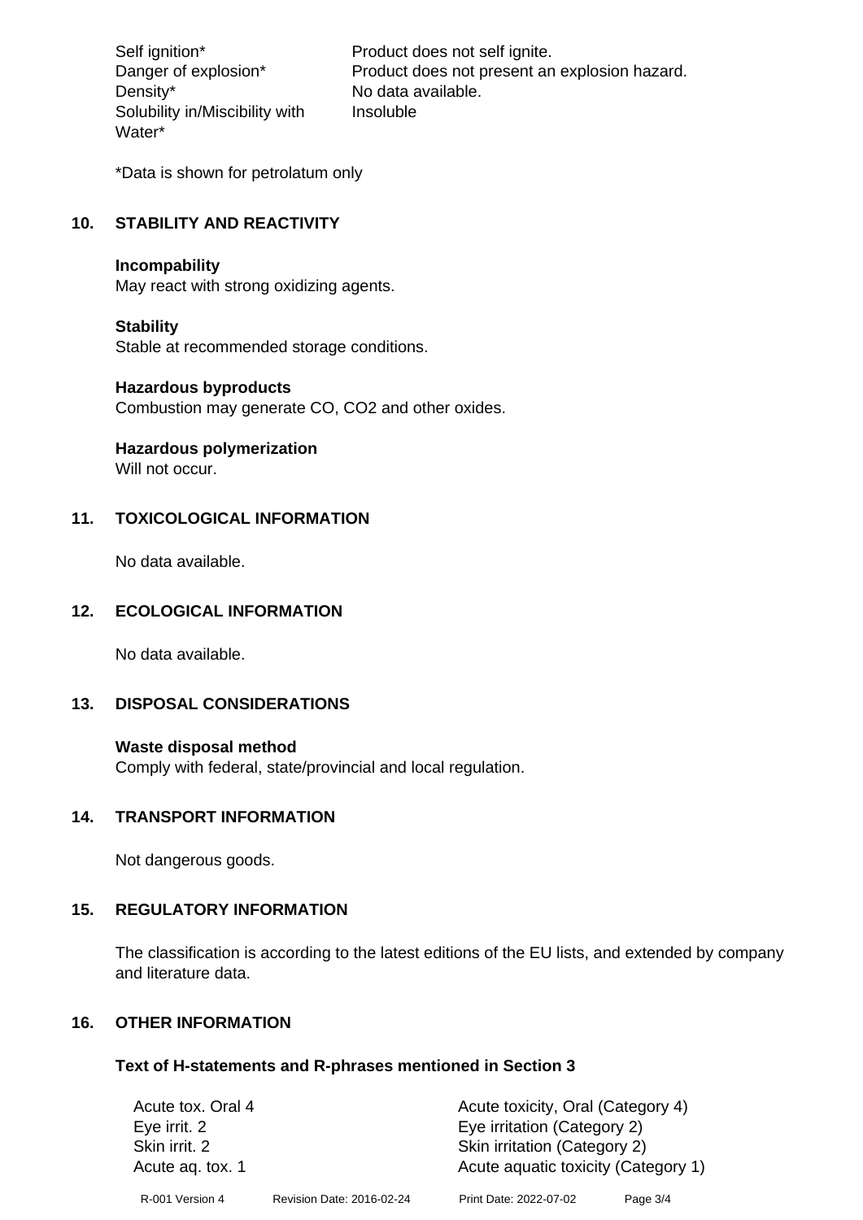| | |
|---|---|
| Self ignition* | Product does not self ignite. |
| Danger of explosion* | Product does not present an explosion hazard. |
| Density* | No data available. |
| Solubility in/Miscibility with Water* | Insoluble |

*Data is shown for petrolatum only

## 10. STABILITY AND REACTIVITY

**Incompability**
May react with strong oxidizing agents.

**Stability**
Stable at recommended storage conditions.

**Hazardous byproducts**
Combustion may generate CO, $CO_2$ and other oxides.

**Hazardous polymerization**
Will not occur.

## 11. TOXICOLOGICAL INFORMATION

No data available.

## 12. ECOLOGICAL INFORMATION

No data available.

## 13. DISPOSAL CONSIDERATIONS

**Waste disposal method**
Comply with federal, state/provincial and local regulation.

## 14. TRANSPORT INFORMATION

Not dangerous goods.

## 15. REGULATORY INFORMATION

The classification is according to the latest editions of the EU lists, and extended by company and literature data.

## 16. OTHER INFORMATION

### Text of H-statements and R-phrases mentioned in Section 3

| | |
|---|---|
| Acute tox. Oral 4 | Acute toxicity, Oral (Category 4) |
| Eye irrit. 2 | Eye irritation (Category 2) |
| Skin irrit. 2 | Skin irritation (Category 2) |
| Acute aq. tox. 1 | Acute aquatic toxicity (Category 1) |

R-001 Version 4    Revision Date: 2016-02-24    Print Date: 2022-07-02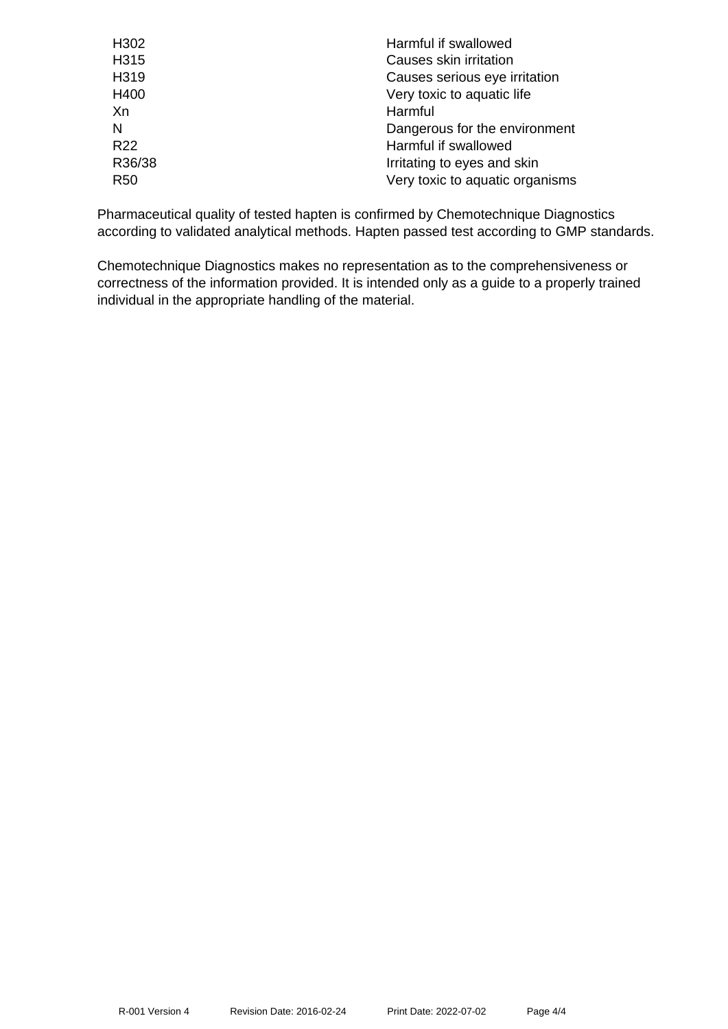| | |
|---|---|
| H302 | Harmful if swallowed |
| H315 | Causes skin irritation |
| H319 | Causes serious eye irritation |
| H400 | Very toxic to aquatic life |
| Xn | Harmful |
| N | Dangerous for the environment |
| R22 | Harmful if swallowed |
| R36/38 | Irritating to eyes and skin |
| R50 | Very toxic to aquatic organisms |

Pharmaceutical quality of tested hapten is confirmed by Chemotechnique Diagnostics according to validated analytical methods. Hapten passed test according to GMP standards.

Chemotechnique Diagnostics makes no representation as to the comprehensiveness or correctness of the information provided. It is intended only as a guide to a properly trained individual in the appropriate handling of the material.